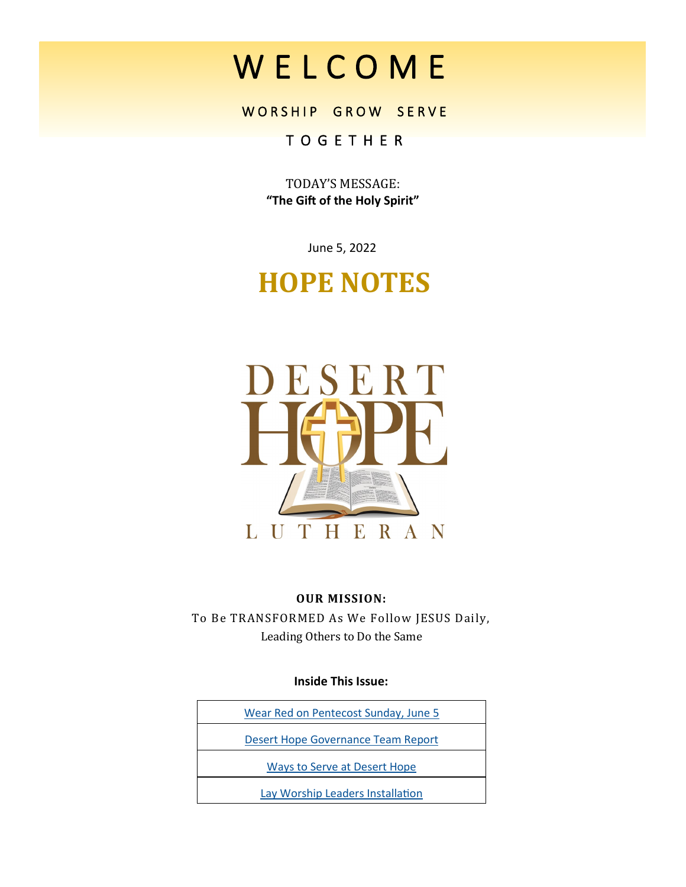# WELCOME

WORSHIP GROW SERVE

TOGETHER

TODAY'S MESSAGE:
**"The Gift of the Holy Spirit"**

June 5, 2022

# HOPE NOTES

DESERT HOPE LUTHERAN

**OUR MISSION:**
To Be TRANSFORMED As We Follow JESUS Daily,
Leading Others to Do the Same

**Inside This Issue:**

| |
|---|
| Wear Red on Pentecost Sunday, June 5 |
| Desert Hope Governance Team Report |
| Ways to Serve at Desert Hope |
| Lay Worship Leaders Installation |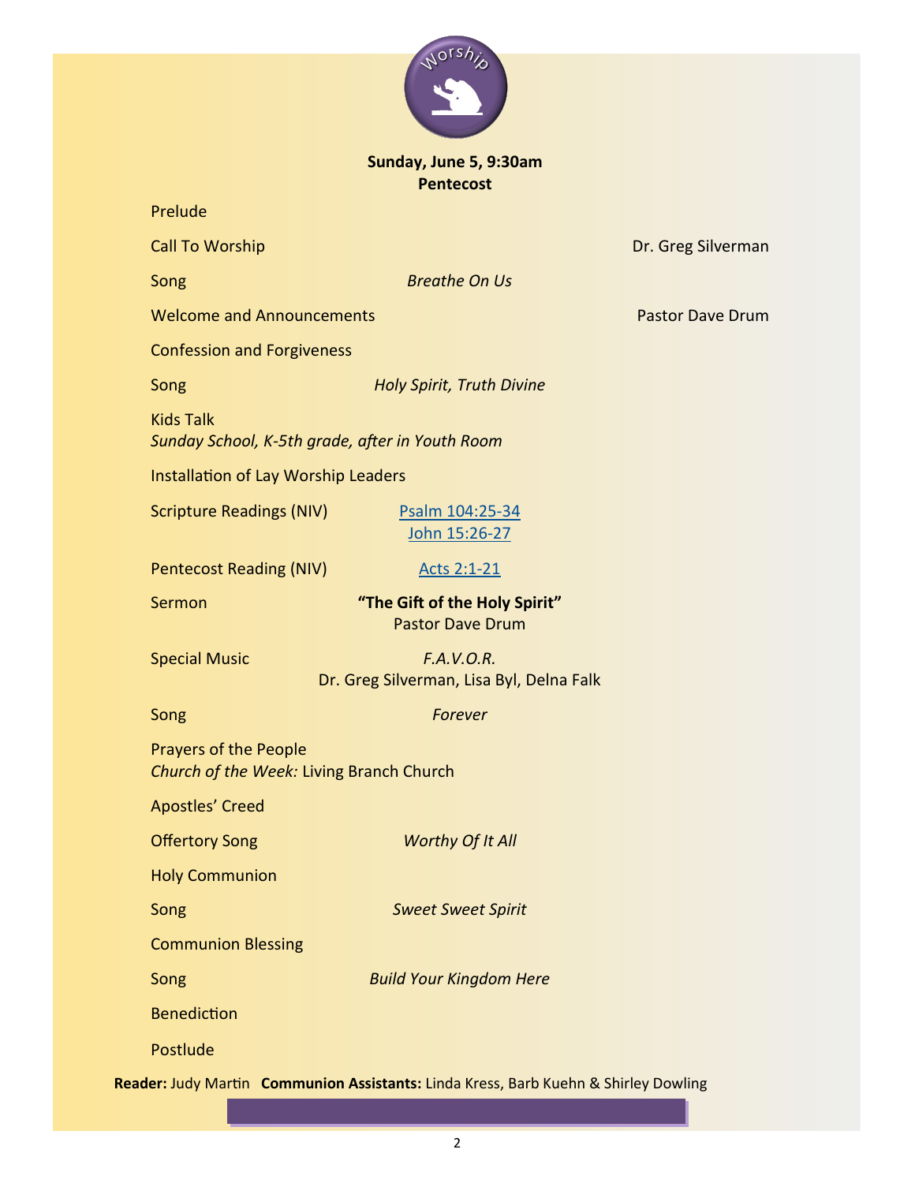Worship

**Sunday, June 5, 9:30am**
**Pentecost**

Prelude

Call To Worship — Dr. Greg Silverman

Song — *Breathe On Us*

Welcome and Announcements — Pastor Dave Drum

Confession and Forgiveness

Song — *Holy Spirit, Truth Divine*

Kids Talk
*Sunday School, K-5th grade, after in Youth Room*

Installation of Lay Worship Leaders

Scripture Readings (NIV) — Psalm 104:25-34, John 15:26-27

Pentecost Reading (NIV) — Acts 2:1-21

Sermon — **"The Gift of the Holy Spirit"**
Pastor Dave Drum

Special Music — *F.A.V.O.R.*
Dr. Greg Silverman, Lisa Byl, Delna Falk

Song — *Forever*

Prayers of the People
*Church of the Week:* Living Branch Church

Apostles' Creed

Offertory Song — *Worthy Of It All*

Holy Communion

Song — *Sweet Sweet Spirit*

Communion Blessing

Song — *Build Your Kingdom Here*

Benediction

Postlude

**Reader:** Judy Martin **Communion Assistants:** Linda Kress, Barb Kuehn & Shirley Dowling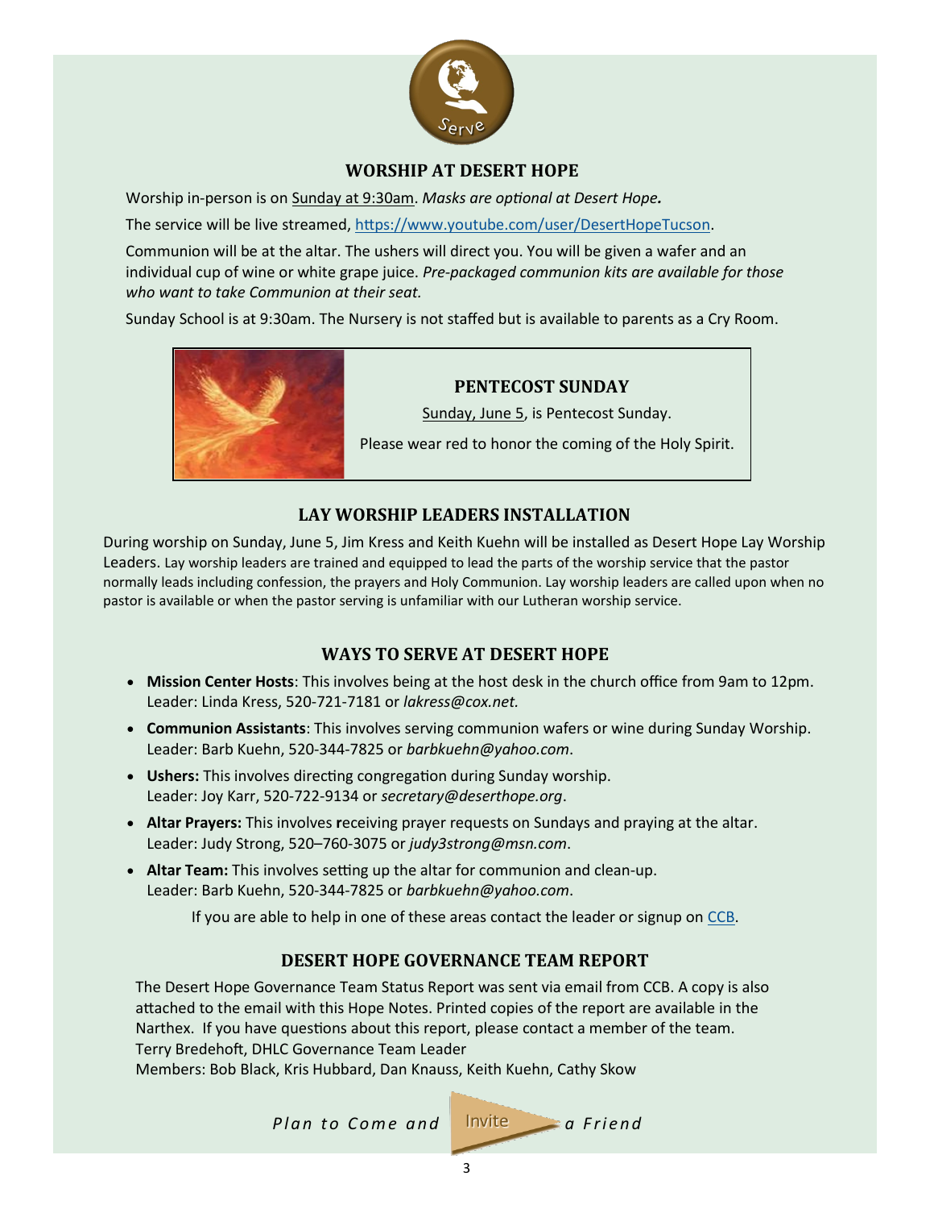Serve

## WORSHIP AT DESERT HOPE

Worship in-person is on Sunday at 9:30am. *Masks are optional at Desert Hope.*

The service will be live streamed, https://www.youtube.com/user/DesertHopeTucson.

Communion will be at the altar. The ushers will direct you. You will be given a wafer and an individual cup of wine or white grape juice. *Pre-packaged communion kits are available for those who want to take Communion at their seat.*

Sunday School is at 9:30am. The Nursery is not staffed but is available to parents as a Cry Room.

## PENTECOST SUNDAY

Sunday, June 5, is Pentecost Sunday.

Please wear red to honor the coming of the Holy Spirit.

## LAY WORSHIP LEADERS INSTALLATION

During worship on Sunday, June 5, Jim Kress and Keith Kuehn will be installed as Desert Hope Lay Worship Leaders. Lay worship leaders are trained and equipped to lead the parts of the worship service that the pastor normally leads including confession, the prayers and Holy Communion. Lay worship leaders are called upon when no pastor is available or when the pastor serving is unfamiliar with our Lutheran worship service.

## WAYS TO SERVE AT DESERT HOPE

- **Mission Center Hosts**: This involves being at the host desk in the church office from 9am to 12pm. Leader: Linda Kress, 520-721-7181 or *lakress@cox.net.*
- **Communion Assistants**: This involves serving communion wafers or wine during Sunday Worship. Leader: Barb Kuehn, 520-344-7825 or *barbkuehn@yahoo.com*.
- **Ushers:** This involves directing congregation during Sunday worship. Leader: Joy Karr, 520-722-9134 or *secretary@deserthope.org*.
- **Altar Prayers:** This involves receiving prayer requests on Sundays and praying at the altar. Leader: Judy Strong, 520–760-3075 or *judy3strong@msn.com*.
- **Altar Team:** This involves setting up the altar for communion and clean-up. Leader: Barb Kuehn, 520-344-7825 or *barbkuehn@yahoo.com*.

If you are able to help in one of these areas contact the leader or signup on CCB.

## DESERT HOPE GOVERNANCE TEAM REPORT

The Desert Hope Governance Team Status Report was sent via email from CCB. A copy is also attached to the email with this Hope Notes. Printed copies of the report are available in the Narthex. If you have questions about this report, please contact a member of the team.
Terry Bredehoft, DHLC Governance Team Leader
Members: Bob Black, Kris Hubbard, Dan Knauss, Keith Kuehn, Cathy Skow

*Plan to Come and* Invite *a Friend*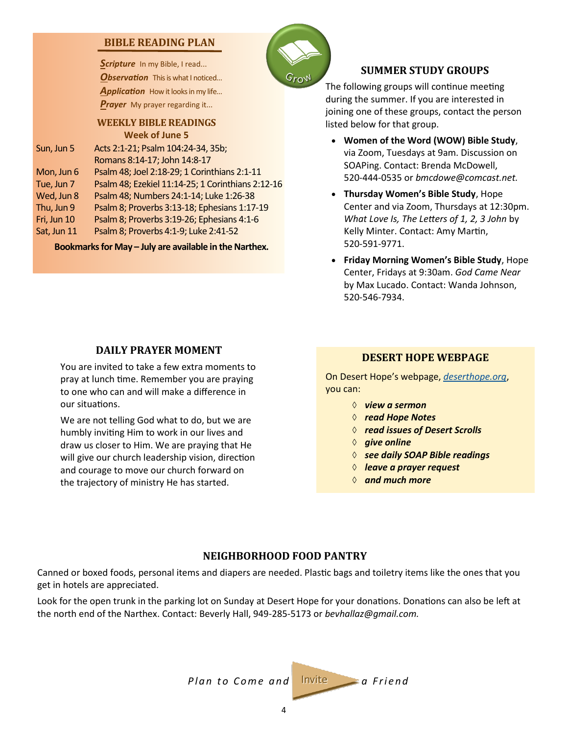## BIBLE READING PLAN

***S**cripture* In my Bible, I read...
***O**bservation* This is what I noticed...
***A**pplication* How it looks in my life...
***P**rayer* My prayer regarding it...

### WEEKLY BIBLE READINGS

**Week of June 5**

| | |
|---|---|
| Sun, Jun 5 | Acts 2:1-21; Psalm 104:24-34, 35b; Romans 8:14-17; John 14:8-17 |
| Mon, Jun 6 | Psalm 48; Joel 2:18-29; 1 Corinthians 2:1-11 |
| Tue, Jun 7 | Psalm 48; Ezekiel 11:14-25; 1 Corinthians 2:12-16 |
| Wed, Jun 8 | Psalm 48; Numbers 24:1-14; Luke 1:26-38 |
| Thu, Jun 9 | Psalm 8; Proverbs 3:13-18; Ephesians 1:17-19 |
| Fri, Jun 10 | Psalm 8; Proverbs 3:19-26; Ephesians 4:1-6 |
| Sat, Jun 11 | Psalm 8; Proverbs 4:1-9; Luke 2:41-52 |

**Bookmarks for May – July are available in the Narthex.**

Grow

## SUMMER STUDY GROUPS

The following groups will continue meeting during the summer. If you are interested in joining one of these groups, contact the person listed below for that group.

- **Women of the Word (WOW) Bible Study**, via Zoom, Tuesdays at 9am. Discussion on SOAPing. Contact: Brenda McDowell, 520-444-0535 or *bmcdowe@comcast.net.*
- **Thursday Women's Bible Study**, Hope Center and via Zoom, Thursdays at 12:30pm. *What Love Is, The Letters of 1, 2, 3 John* by Kelly Minter. Contact: Amy Martin, 520-591-9771.
- **Friday Morning Women's Bible Study**, Hope Center, Fridays at 9:30am. *God Came Near* by Max Lucado. Contact: Wanda Johnson, 520-546-7934.

## DAILY PRAYER MOMENT

You are invited to take a few extra moments to pray at lunch time. Remember you are praying to one who can and will make a difference in our situations.

We are not telling God what to do, but we are humbly inviting Him to work in our lives and draw us closer to Him. We are praying that He will give our church leadership vision, direction and courage to move our church forward on the trajectory of ministry He has started.

## DESERT HOPE WEBPAGE

On Desert Hope's webpage, *deserthope.org*, you can:

- ***view a sermon***
- ***read Hope Notes***
- ***read issues of Desert Scrolls***
- ***give online***
- ***see daily SOAP Bible readings***
- ***leave a prayer request***
- ***and much more***

## NEIGHBORHOOD FOOD PANTRY

Canned or boxed foods, personal items and diapers are needed. Plastic bags and toiletry items like the ones that you get in hotels are appreciated.

Look for the open trunk in the parking lot on Sunday at Desert Hope for your donations. Donations can also be left at the north end of the Narthex. Contact: Beverly Hall, 949-285-5173 or *bevhallaz@gmail.com.*

*Plan to Come and* Invite *a Friend*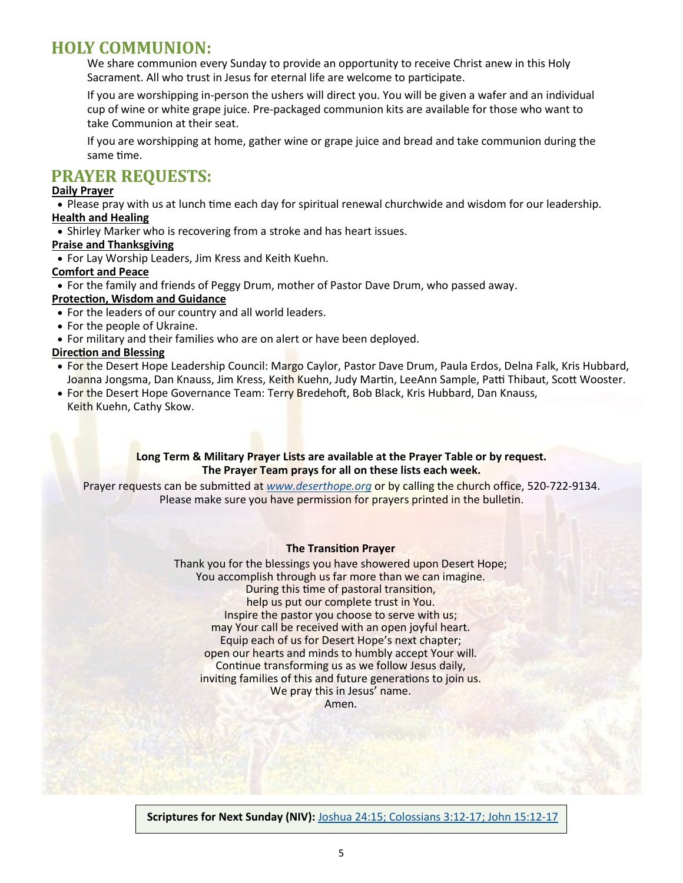## HOLY COMMUNION:

We share communion every Sunday to provide an opportunity to receive Christ anew in this Holy Sacrament. All who trust in Jesus for eternal life are welcome to participate.

If you are worshipping in-person the ushers will direct you. You will be given a wafer and an individual cup of wine or white grape juice. Pre-packaged communion kits are available for those who want to take Communion at their seat.

If you are worshipping at home, gather wine or grape juice and bread and take communion during the same time.

## PRAYER REQUESTS:

**Daily Prayer**

- Please pray with us at lunch time each day for spiritual renewal churchwide and wisdom for our leadership.

**Health and Healing**

- Shirley Marker who is recovering from a stroke and has heart issues.

**Praise and Thanksgiving**

- For Lay Worship Leaders, Jim Kress and Keith Kuehn.

**Comfort and Peace**

- For the family and friends of Peggy Drum, mother of Pastor Dave Drum, who passed away.

**Protection, Wisdom and Guidance**

- For the leaders of our country and all world leaders.
- For the people of Ukraine.
- For military and their families who are on alert or have been deployed.

**Direction and Blessing**

- For the Desert Hope Leadership Council: Margo Caylor, Pastor Dave Drum, Paula Erdos, Delna Falk, Kris Hubbard, Joanna Jongsma, Dan Knauss, Jim Kress, Keith Kuehn, Judy Martin, LeeAnn Sample, Patti Thibaut, Scott Wooster.
- For the Desert Hope Governance Team: Terry Bredehoft, Bob Black, Kris Hubbard, Dan Knauss, Keith Kuehn, Cathy Skow.

**Long Term & Military Prayer Lists are available at the Prayer Table or by request.**
**The Prayer Team prays for all on these lists each week.**

Prayer requests can be submitted at *www.deserthope.org* or by calling the church office, 520-722-9134.
Please make sure you have permission for prayers printed in the bulletin.

**The Transition Prayer**

Thank you for the blessings you have showered upon Desert Hope;
You accomplish through us far more than we can imagine.
During this time of pastoral transition,
help us put our complete trust in You.
Inspire the pastor you choose to serve with us;
may Your call be received with an open joyful heart.
Equip each of us for Desert Hope's next chapter;
open our hearts and minds to humbly accept Your will.
Continue transforming us as we follow Jesus daily,
inviting families of this and future generations to join us.
We pray this in Jesus' name.
Amen.

**Scriptures for Next Sunday (NIV):** Joshua 24:15; Colossians 3:12-17; John 15:12-17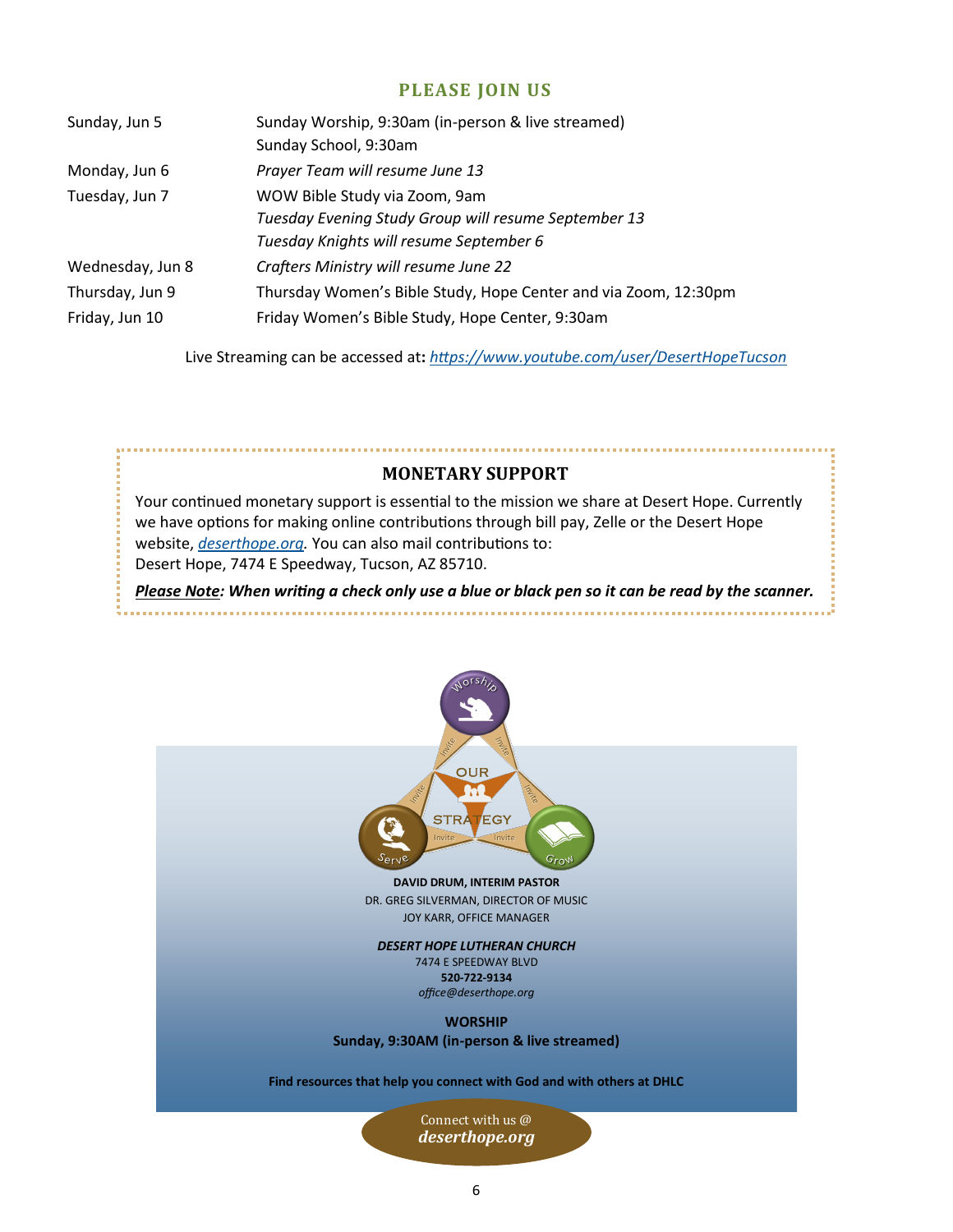## PLEASE JOIN US

| | |
|---|---|
| Sunday, Jun 5 | Sunday Worship, 9:30am (in-person & live streamed)<br>Sunday School, 9:30am |
| Monday, Jun 6 | *Prayer Team will resume June 13* |
| Tuesday, Jun 7 | WOW Bible Study via Zoom, 9am<br>*Tuesday Evening Study Group will resume September 13*<br>*Tuesday Knights will resume September 6* |
| Wednesday, Jun 8 | *Crafters Ministry will resume June 22* |
| Thursday, Jun 9 | Thursday Women's Bible Study, Hope Center and via Zoom, 12:30pm |
| Friday, Jun 10 | Friday Women's Bible Study, Hope Center, 9:30am |

Live Streaming can be accessed at: *https://www.youtube.com/user/DesertHopeTucson*

## MONETARY SUPPORT

Your continued monetary support is essential to the mission we share at Desert Hope. Currently we have options for making online contributions through bill pay, Zelle or the Desert Hope website, *deserthope.org.* You can also mail contributions to:
Desert Hope, 7474 E Speedway, Tucson, AZ 85710.

***Please Note*: When writing a check only use a blue or black pen so it can be read by the scanner.**

Worship
Invite
OUR STRATEGY
Serve
Grow

**DAVID DRUM, INTERIM PASTOR**
DR. GREG SILVERMAN, DIRECTOR OF MUSIC
JOY KARR, OFFICE MANAGER

***DESERT HOPE LUTHERAN CHURCH***
7474 E SPEEDWAY BLVD
**520-722-9134**
*office@deserthope.org*

**WORSHIP**
**Sunday, 9:30AM (in-person & live streamed)**

**Find resources that help you connect with God and with others at DHLC**

Connect with us @
***deserthope.org***